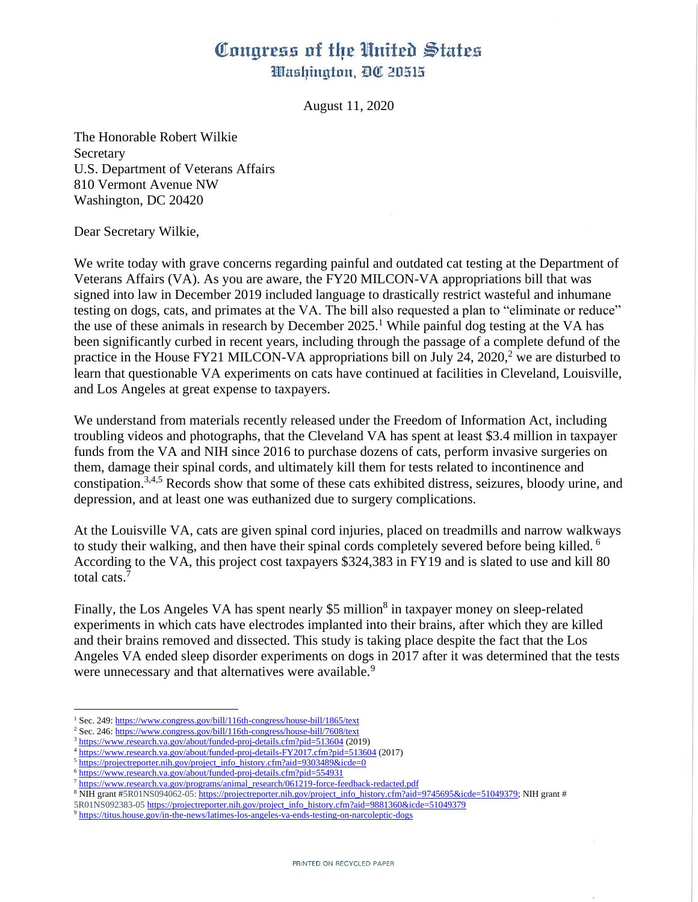# Congress of the United States
## Washington, DC 20515

August 11, 2020

The Honorable Robert Wilkie
Secretary
U.S. Department of Veterans Affairs
810 Vermont Avenue NW
Washington, DC 20420

Dear Secretary Wilkie,

We write today with grave concerns regarding painful and outdated cat testing at the Department of Veterans Affairs (VA). As you are aware, the FY20 MILCON-VA appropriations bill that was signed into law in December 2019 included language to drastically restrict wasteful and inhumane testing on dogs, cats, and primates at the VA. The bill also requested a plan to "eliminate or reduce" the use of these animals in research by December 2025.[1] While painful dog testing at the VA has been significantly curbed in recent years, including through the passage of a complete defund of the practice in the House FY21 MILCON-VA appropriations bill on July 24, 2020,[2] we are disturbed to learn that questionable VA experiments on cats have continued at facilities in Cleveland, Louisville, and Los Angeles at great expense to taxpayers.

We understand from materials recently released under the Freedom of Information Act, including troubling videos and photographs, that the Cleveland VA has spent at least $3.4 million in taxpayer funds from the VA and NIH since 2016 to purchase dozens of cats, perform invasive surgeries on them, damage their spinal cords, and ultimately kill them for tests related to incontinence and constipation.[3,4,5] Records show that some of these cats exhibited distress, seizures, bloody urine, and depression, and at least one was euthanized due to surgery complications.

At the Louisville VA, cats are given spinal cord injuries, placed on treadmills and narrow walkways to study their walking, and then have their spinal cords completely severed before being killed.[6] According to the VA, this project cost taxpayers $324,383 in FY19 and is slated to use and kill 80 total cats.[7]

Finally, the Los Angeles VA has spent nearly $5 million[8] in taxpayer money on sleep-related experiments in which cats have electrodes implanted into their brains, after which they are killed and their brains removed and dissected. This study is taking place despite the fact that the Los Angeles VA ended sleep disorder experiments on dogs in 2017 after it was determined that the tests were unnecessary and that alternatives were available.[9]

---

[1] Sec. 249: https://www.congress.gov/bill/116th-congress/house-bill/1865/text
[2] Sec. 246: https://www.congress.gov/bill/116th-congress/house-bill/7608/text
[3] https://www.research.va.gov/about/funded-proj-details.cfm?pid=513604 (2019)
[4] https://www.research.va.gov/about/funded-proj-details-FY2017.cfm?pid=513604 (2017)
[5] https://projectreporter.nih.gov/project_info_history.cfm?aid=9303489&icde=0
[6] https://www.research.va.gov/about/funded-proj-details.cfm?pid=554931
[7] https://www.research.va.gov/programs/animal_research/061219-force-feedback-redacted.pdf
[8] NIH grant #5R01NS094062-05: https://projectreporter.nih.gov/project_info_history.cfm?aid=9745695&icde=51049379; NIH grant # 5R01NS092383-05 https://projectreporter.nih.gov/project_info_history.cfm?aid=9881360&icde=51049379
[9] https://titus.house.gov/in-the-news/latimes-los-angeles-va-ends-testing-on-narcoleptic-dogs

PRINTED ON RECYCLED PAPER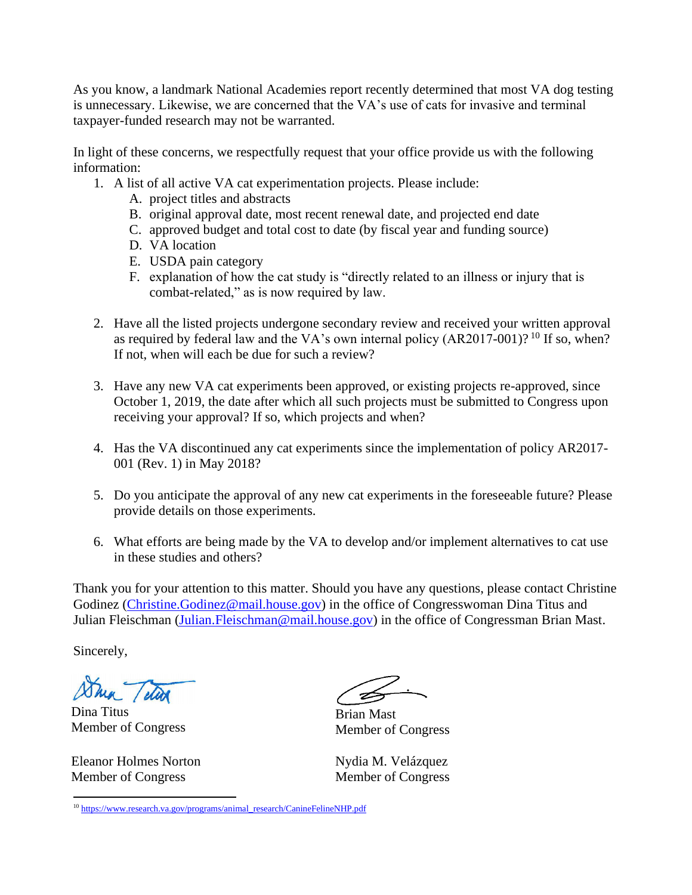As you know, a landmark National Academies report recently determined that most VA dog testing is unnecessary. Likewise, we are concerned that the VA's use of cats for invasive and terminal taxpayer-funded research may not be warranted.

In light of these concerns, we respectfully request that your office provide us with the following information:

1. A list of all active VA cat experimentation projects. Please include:
   A. project titles and abstracts
   B. original approval date, most recent renewal date, and projected end date
   C. approved budget and total cost to date (by fiscal year and funding source)
   D. VA location
   E. USDA pain category
   F. explanation of how the cat study is "directly related to an illness or injury that is combat-related," as is now required by law.

2. Have all the listed projects undergone secondary review and received your written approval as required by federal law and the VA's own internal policy (AR2017-001)? [10] If so, when? If not, when will each be due for such a review?

3. Have any new VA cat experiments been approved, or existing projects re-approved, since October 1, 2019, the date after which all such projects must be submitted to Congress upon receiving your approval? If so, which projects and when?

4. Has the VA discontinued any cat experiments since the implementation of policy AR2017-001 (Rev. 1) in May 2018?

5. Do you anticipate the approval of any new cat experiments in the foreseeable future? Please provide details on those experiments.

6. What efforts are being made by the VA to develop and/or implement alternatives to cat use in these studies and others?

Thank you for your attention to this matter. Should you have any questions, please contact Christine Godinez (Christine.Godinez@mail.house.gov) in the office of Congresswoman Dina Titus and Julian Fleischman (Julian.Fleischman@mail.house.gov) in the office of Congressman Brian Mast.

Sincerely,

Dina Titus
Member of Congress

Brian Mast
Member of Congress

Eleanor Holmes Norton
Member of Congress

Nydia M. Velázquez
Member of Congress

[10] https://www.research.va.gov/programs/animal_research/CanineFelineNHP.pdf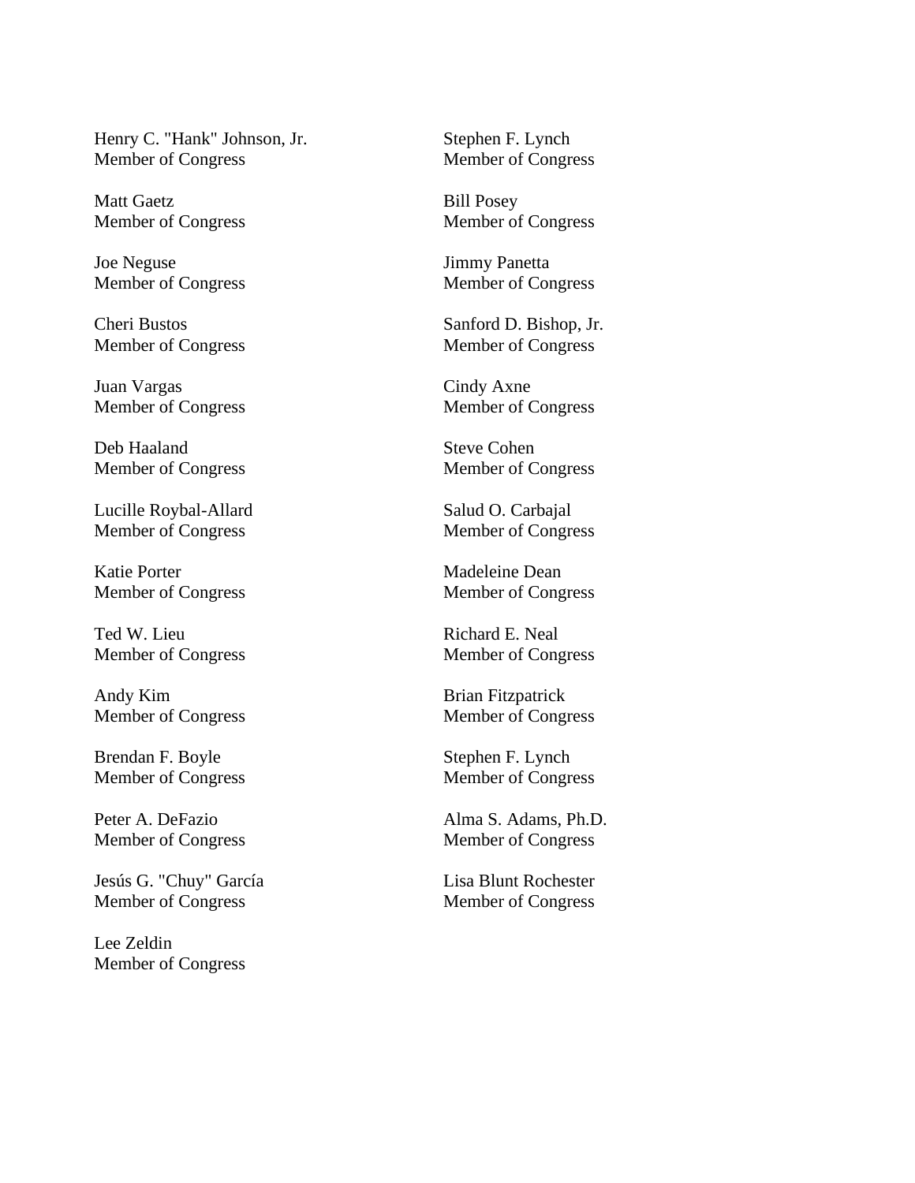Henry C. "Hank" Johnson, Jr.
Member of Congress

Matt Gaetz
Member of Congress

Joe Neguse
Member of Congress

Cheri Bustos
Member of Congress

Juan Vargas
Member of Congress

Deb Haaland
Member of Congress

Lucille Roybal-Allard
Member of Congress

Katie Porter
Member of Congress

Ted W. Lieu
Member of Congress

Andy Kim
Member of Congress

Brendan F. Boyle
Member of Congress

Peter A. DeFazio
Member of Congress

Jesús G. "Chuy" García
Member of Congress

Lee Zeldin
Member of Congress

Stephen F. Lynch
Member of Congress

Bill Posey
Member of Congress

Jimmy Panetta
Member of Congress

Sanford D. Bishop, Jr.
Member of Congress

Cindy Axne
Member of Congress

Steve Cohen
Member of Congress

Salud O. Carbajal
Member of Congress

Madeleine Dean
Member of Congress

Richard E. Neal
Member of Congress

Brian Fitzpatrick
Member of Congress

Stephen F. Lynch
Member of Congress

Alma S. Adams, Ph.D.
Member of Congress

Lisa Blunt Rochester
Member of Congress